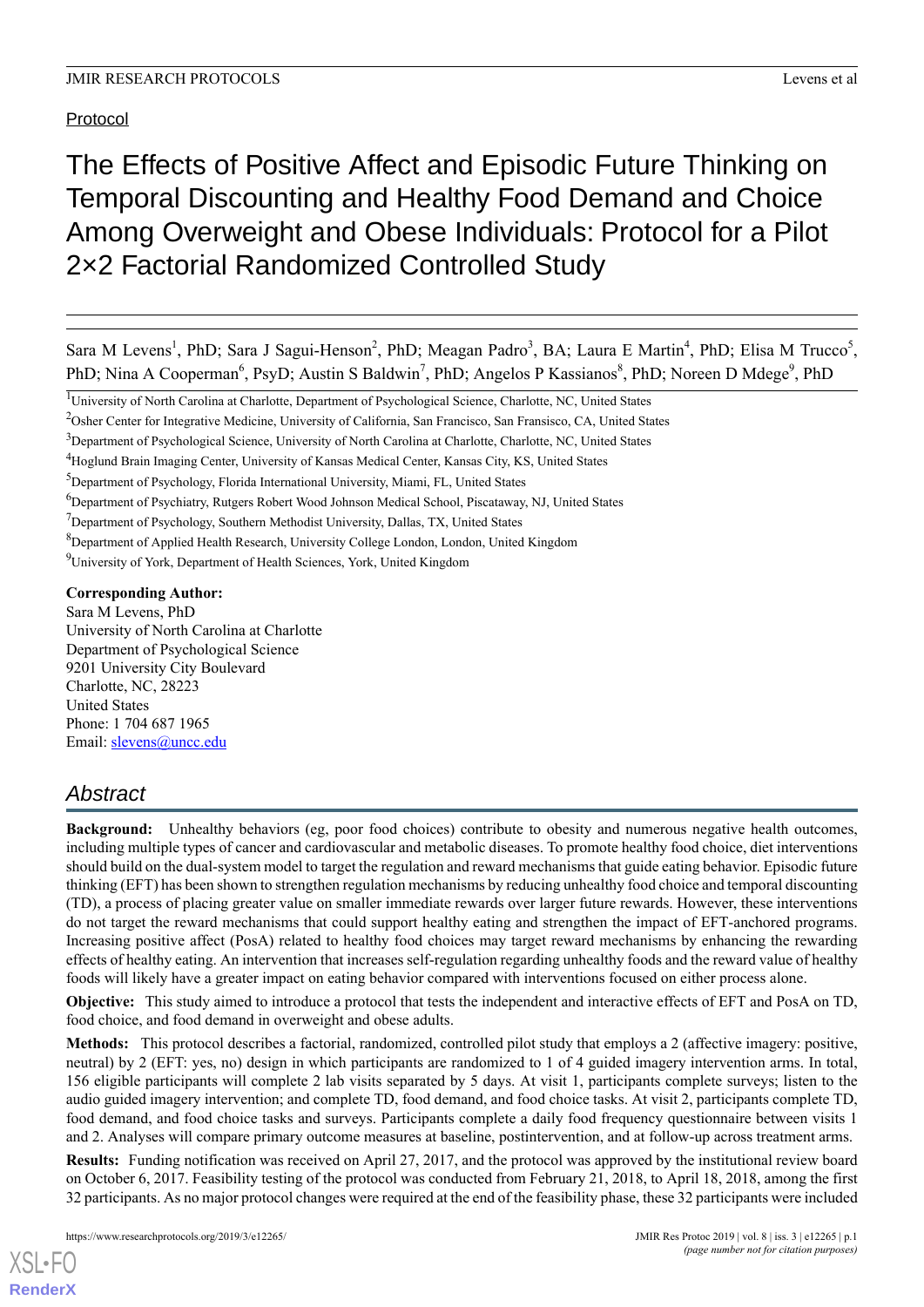Protocol

# The Effects of Positive Affect and Episodic Future Thinking on Temporal Discounting and Healthy Food Demand and Choice Among Overweight and Obese Individuals: Protocol for a Pilot 2×2 Factorial Randomized Controlled Study

Sara M Levens[1], PhD; Sara J Sagui-Henson[2], PhD; Meagan Padro[3], BA; Laura E Martin[4], PhD; Elisa M Trucco[5], PhD; Nina A Cooperman[6], PsyD; Austin S Baldwin[7], PhD; Angelos P Kassianos[8], PhD; Noreen D Mdege[9], PhD

[1]University of North Carolina at Charlotte, Department of Psychological Science, Charlotte, NC, United States

[2]Osher Center for Integrative Medicine, University of California, San Francisco, San Fransisco, CA, United States

[3]Department of Psychological Science, University of North Carolina at Charlotte, Charlotte, NC, United States

[4]Hoglund Brain Imaging Center, University of Kansas Medical Center, Kansas City, KS, United States

[5]Department of Psychology, Florida International University, Miami, FL, United States

[6]Department of Psychiatry, Rutgers Robert Wood Johnson Medical School, Piscataway, NJ, United States

[7]Department of Psychology, Southern Methodist University, Dallas, TX, United States

[8]Department of Applied Health Research, University College London, London, United Kingdom

[9]University of York, Department of Health Sciences, York, United Kingdom

**Corresponding Author:**
Sara M Levens, PhD
University of North Carolina at Charlotte
Department of Psychological Science
9201 University City Boulevard
Charlotte, NC, 28223
United States
Phone: 1 704 687 1965
Email: slevens@uncc.edu

## *Abstract*

**Background:** Unhealthy behaviors (eg, poor food choices) contribute to obesity and numerous negative health outcomes, including multiple types of cancer and cardiovascular and metabolic diseases. To promote healthy food choice, diet interventions should build on the dual-system model to target the regulation and reward mechanisms that guide eating behavior. Episodic future thinking (EFT) has been shown to strengthen regulation mechanisms by reducing unhealthy food choice and temporal discounting (TD), a process of placing greater value on smaller immediate rewards over larger future rewards. However, these interventions do not target the reward mechanisms that could support healthy eating and strengthen the impact of EFT-anchored programs. Increasing positive affect (PosA) related to healthy food choices may target reward mechanisms by enhancing the rewarding effects of healthy eating. An intervention that increases self-regulation regarding unhealthy foods and the reward value of healthy foods will likely have a greater impact on eating behavior compared with interventions focused on either process alone.

**Objective:** This study aimed to introduce a protocol that tests the independent and interactive effects of EFT and PosA on TD, food choice, and food demand in overweight and obese adults.

**Methods:** This protocol describes a factorial, randomized, controlled pilot study that employs a 2 (affective imagery: positive, neutral) by 2 (EFT: yes, no) design in which participants are randomized to 1 of 4 guided imagery intervention arms. In total, 156 eligible participants will complete 2 lab visits separated by 5 days. At visit 1, participants complete surveys; listen to the audio guided imagery intervention; and complete TD, food demand, and food choice tasks. At visit 2, participants complete TD, food demand, and food choice tasks and surveys. Participants complete a daily food frequency questionnaire between visits 1 and 2. Analyses will compare primary outcome measures at baseline, postintervention, and at follow-up across treatment arms.

**Results:** Funding notification was received on April 27, 2017, and the protocol was approved by the institutional review board on October 6, 2017. Feasibility testing of the protocol was conducted from February 21, 2018, to April 18, 2018, among the first 32 participants. As no major protocol changes were required at the end of the feasibility phase, these 32 participants were included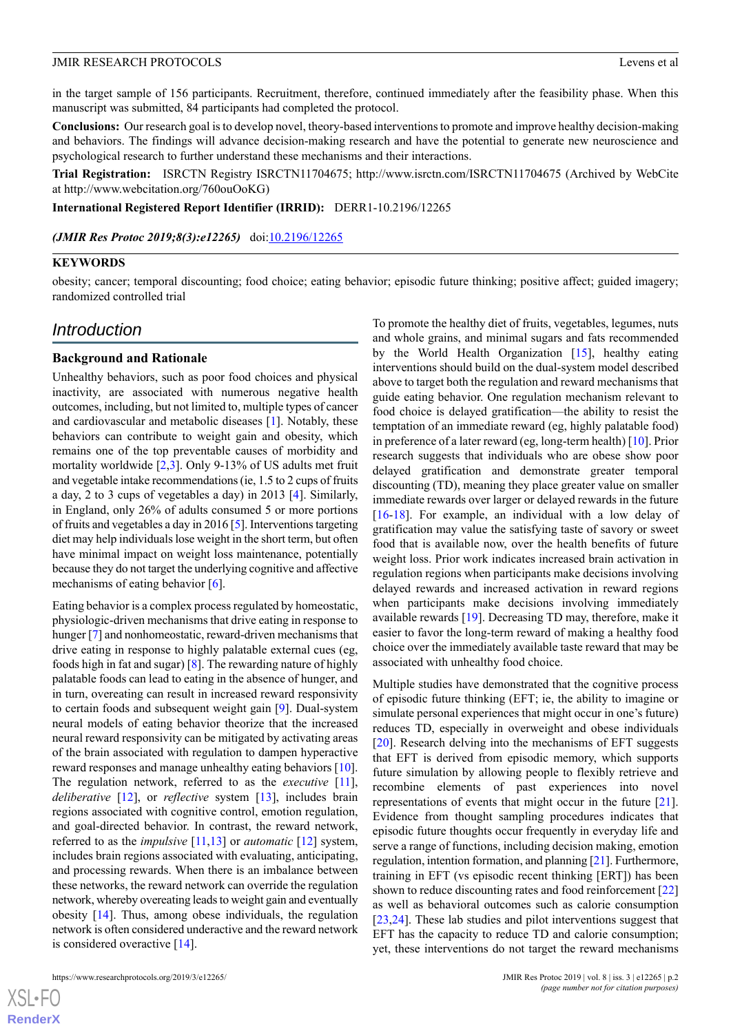in the target sample of 156 participants. Recruitment, therefore, continued immediately after the feasibility phase. When this manuscript was submitted, 84 participants had completed the protocol.

**Conclusions:** Our research goal is to develop novel, theory-based interventions to promote and improve healthy decision-making and behaviors. The findings will advance decision-making research and have the potential to generate new neuroscience and psychological research to further understand these mechanisms and their interactions.

**Trial Registration:** ISRCTN Registry ISRCTN11704675; http://www.isrctn.com/ISRCTN11704675 (Archived by WebCite at http://www.webcitation.org/760ouOoKG)

**International Registered Report Identifier (IRRID):** DERR1-10.2196/12265

***(JMIR Res Protoc 2019;8(3):e12265)*** doi:10.2196/12265

**KEYWORDS**

obesity; cancer; temporal discounting; food choice; eating behavior; episodic future thinking; positive affect; guided imagery; randomized controlled trial

## Introduction

### Background and Rationale

Unhealthy behaviors, such as poor food choices and physical inactivity, are associated with numerous negative health outcomes, including, but not limited to, multiple types of cancer and cardiovascular and metabolic diseases [1]. Notably, these behaviors can contribute to weight gain and obesity, which remains one of the top preventable causes of morbidity and mortality worldwide [2,3]. Only 9-13% of US adults met fruit and vegetable intake recommendations (ie, 1.5 to 2 cups of fruits a day, 2 to 3 cups of vegetables a day) in 2013 [4]. Similarly, in England, only 26% of adults consumed 5 or more portions of fruits and vegetables a day in 2016 [5]. Interventions targeting diet may help individuals lose weight in the short term, but often have minimal impact on weight loss maintenance, potentially because they do not target the underlying cognitive and affective mechanisms of eating behavior [6].

Eating behavior is a complex process regulated by homeostatic, physiologic-driven mechanisms that drive eating in response to hunger [7] and nonhomeostatic, reward-driven mechanisms that drive eating in response to highly palatable external cues (eg, foods high in fat and sugar) [8]. The rewarding nature of highly palatable foods can lead to eating in the absence of hunger, and in turn, overeating can result in increased reward responsivity to certain foods and subsequent weight gain [9]. Dual-system neural models of eating behavior theorize that the increased neural reward responsivity can be mitigated by activating areas of the brain associated with regulation to dampen hyperactive reward responses and manage unhealthy eating behaviors [10]. The regulation network, referred to as the *executive* [11], *deliberative* [12], or *reflective* [13] system, includes brain regions associated with cognitive control, emotion regulation, and goal-directed behavior. In contrast, the reward network, referred to as the *impulsive* [11,13] or *automatic* [12] system, includes brain regions associated with evaluating, anticipating, and processing rewards. When there is an imbalance between these networks, the reward network can override the regulation network, whereby overeating leads to weight gain and eventually obesity [14]. Thus, among obese individuals, the regulation network is often considered underactive and the reward network is considered overactive [14].

To promote the healthy diet of fruits, vegetables, legumes, nuts and whole grains, and minimal sugars and fats recommended by the World Health Organization [15], healthy eating interventions should build on the dual-system model described above to target both the regulation and reward mechanisms that guide eating behavior. One regulation mechanism relevant to food choice is delayed gratification—the ability to resist the temptation of an immediate reward (eg, highly palatable food) in preference of a later reward (eg, long-term health) [10]. Prior research suggests that individuals who are obese show poor delayed gratification and demonstrate greater temporal discounting (TD), meaning they place greater value on smaller immediate rewards over larger or delayed rewards in the future [16-18]. For example, an individual with a low delay of gratification may value the satisfying taste of savory or sweet food that is available now, over the health benefits of future weight loss. Prior work indicates increased brain activation in regulation regions when participants make decisions involving delayed rewards and increased activation in reward regions when participants make decisions involving immediately available rewards [19]. Decreasing TD may, therefore, make it easier to favor the long-term reward of making a healthy food choice over the immediately available taste reward that may be associated with unhealthy food choice.

Multiple studies have demonstrated that the cognitive process of episodic future thinking (EFT; ie, the ability to imagine or simulate personal experiences that might occur in one's future) reduces TD, especially in overweight and obese individuals [20]. Research delving into the mechanisms of EFT suggests that EFT is derived from episodic memory, which supports future simulation by allowing people to flexibly retrieve and recombine elements of past experiences into novel representations of events that might occur in the future [21]. Evidence from thought sampling procedures indicates that episodic future thoughts occur frequently in everyday life and serve a range of functions, including decision making, emotion regulation, intention formation, and planning [21]. Furthermore, training in EFT (vs episodic recent thinking [ERT]) has been shown to reduce discounting rates and food reinforcement [22] as well as behavioral outcomes such as calorie consumption [23,24]. These lab studies and pilot interventions suggest that EFT has the capacity to reduce TD and calorie consumption; yet, these interventions do not target the reward mechanisms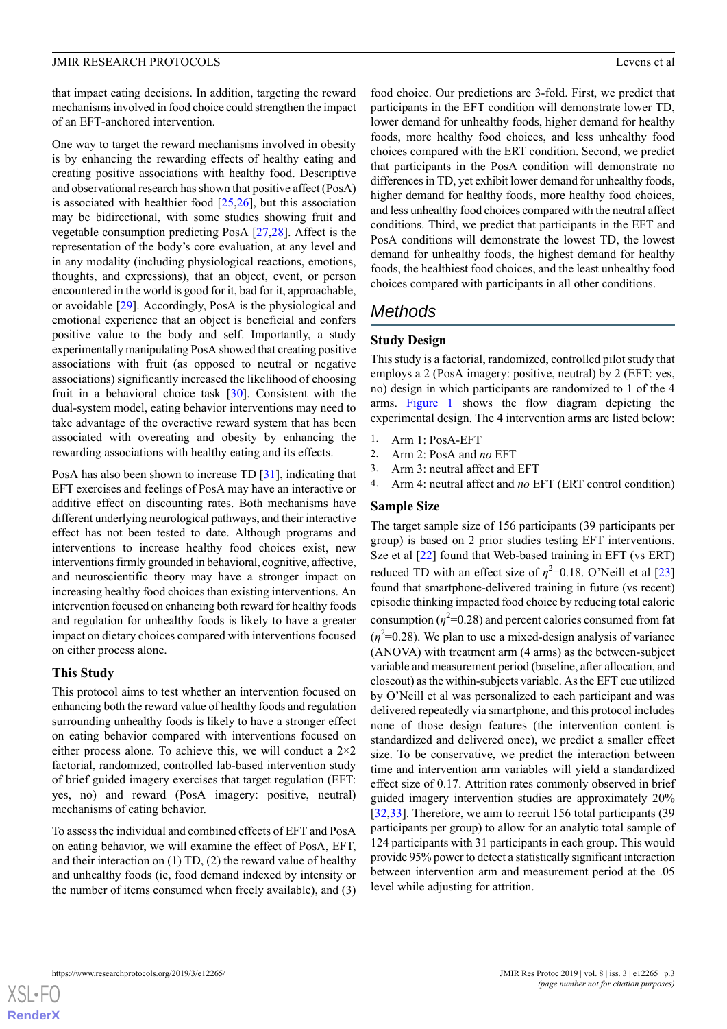that impact eating decisions. In addition, targeting the reward mechanisms involved in food choice could strengthen the impact of an EFT-anchored intervention.

One way to target the reward mechanisms involved in obesity is by enhancing the rewarding effects of healthy eating and creating positive associations with healthy food. Descriptive and observational research has shown that positive affect (PosA) is associated with healthier food [25,26], but this association may be bidirectional, with some studies showing fruit and vegetable consumption predicting PosA [27,28]. Affect is the representation of the body's core evaluation, at any level and in any modality (including physiological reactions, emotions, thoughts, and expressions), that an object, event, or person encountered in the world is good for it, bad for it, approachable, or avoidable [29]. Accordingly, PosA is the physiological and emotional experience that an object is beneficial and confers positive value to the body and self. Importantly, a study experimentally manipulating PosA showed that creating positive associations with fruit (as opposed to neutral or negative associations) significantly increased the likelihood of choosing fruit in a behavioral choice task [30]. Consistent with the dual-system model, eating behavior interventions may need to take advantage of the overactive reward system that has been associated with overeating and obesity by enhancing the rewarding associations with healthy eating and its effects.

PosA has also been shown to increase TD [31], indicating that EFT exercises and feelings of PosA may have an interactive or additive effect on discounting rates. Both mechanisms have different underlying neurological pathways, and their interactive effect has not been tested to date. Although programs and interventions to increase healthy food choices exist, new interventions firmly grounded in behavioral, cognitive, affective, and neuroscientific theory may have a stronger impact on increasing healthy food choices than existing interventions. An intervention focused on enhancing both reward for healthy foods and regulation for unhealthy foods is likely to have a greater impact on dietary choices compared with interventions focused on either process alone.

### This Study

This protocol aims to test whether an intervention focused on enhancing both the reward value of healthy foods and regulation surrounding unhealthy foods is likely to have a stronger effect on eating behavior compared with interventions focused on either process alone. To achieve this, we will conduct a 2×2 factorial, randomized, controlled lab-based intervention study of brief guided imagery exercises that target regulation (EFT: yes, no) and reward (PosA imagery: positive, neutral) mechanisms of eating behavior.

To assess the individual and combined effects of EFT and PosA on eating behavior, we will examine the effect of PosA, EFT, and their interaction on (1) TD, (2) the reward value of healthy and unhealthy foods (ie, food demand indexed by intensity or the number of items consumed when freely available), and (3) food choice. Our predictions are 3-fold. First, we predict that participants in the EFT condition will demonstrate lower TD, lower demand for unhealthy foods, higher demand for healthy foods, more healthy food choices, and less unhealthy food choices compared with the ERT condition. Second, we predict that participants in the PosA condition will demonstrate no differences in TD, yet exhibit lower demand for unhealthy foods, higher demand for healthy foods, more healthy food choices, and less unhealthy food choices compared with the neutral affect conditions. Third, we predict that participants in the EFT and PosA conditions will demonstrate the lowest TD, the lowest demand for unhealthy foods, the highest demand for healthy foods, the healthiest food choices, and the least unhealthy food choices compared with participants in all other conditions.

## Methods

### Study Design

This study is a factorial, randomized, controlled pilot study that employs a 2 (PosA imagery: positive, neutral) by 2 (EFT: yes, no) design in which participants are randomized to 1 of the 4 arms. Figure 1 shows the flow diagram depicting the experimental design. The 4 intervention arms are listed below:

1. Arm 1: PosA-EFT
2. Arm 2: PosA and *no* EFT
3. Arm 3: neutral affect and EFT
4. Arm 4: neutral affect and *no* EFT (ERT control condition)

### Sample Size

The target sample size of 156 participants (39 participants per group) is based on 2 prior studies testing EFT interventions. Sze et al [22] found that Web-based training in EFT (vs ERT) reduced TD with an effect size of $\eta^2$=0.18. O'Neill et al [23] found that smartphone-delivered training in future (vs recent) episodic thinking impacted food choice by reducing total calorie consumption ($\eta^2$=0.28) and percent calories consumed from fat ($\eta^2$=0.28). We plan to use a mixed-design analysis of variance (ANOVA) with treatment arm (4 arms) as the between-subject variable and measurement period (baseline, after allocation, and closeout) as the within-subjects variable. As the EFT cue utilized by O'Neill et al was personalized to each participant and was delivered repeatedly via smartphone, and this protocol includes none of those design features (the intervention content is standardized and delivered once), we predict a smaller effect size. To be conservative, we predict the interaction between time and intervention arm variables will yield a standardized effect size of 0.17. Attrition rates commonly observed in brief guided imagery intervention studies are approximately 20% [32,33]. Therefore, we aim to recruit 156 total participants (39 participants per group) to allow for an analytic total sample of 124 participants with 31 participants in each group. This would provide 95% power to detect a statistically significant interaction between intervention arm and measurement period at the .05 level while adjusting for attrition.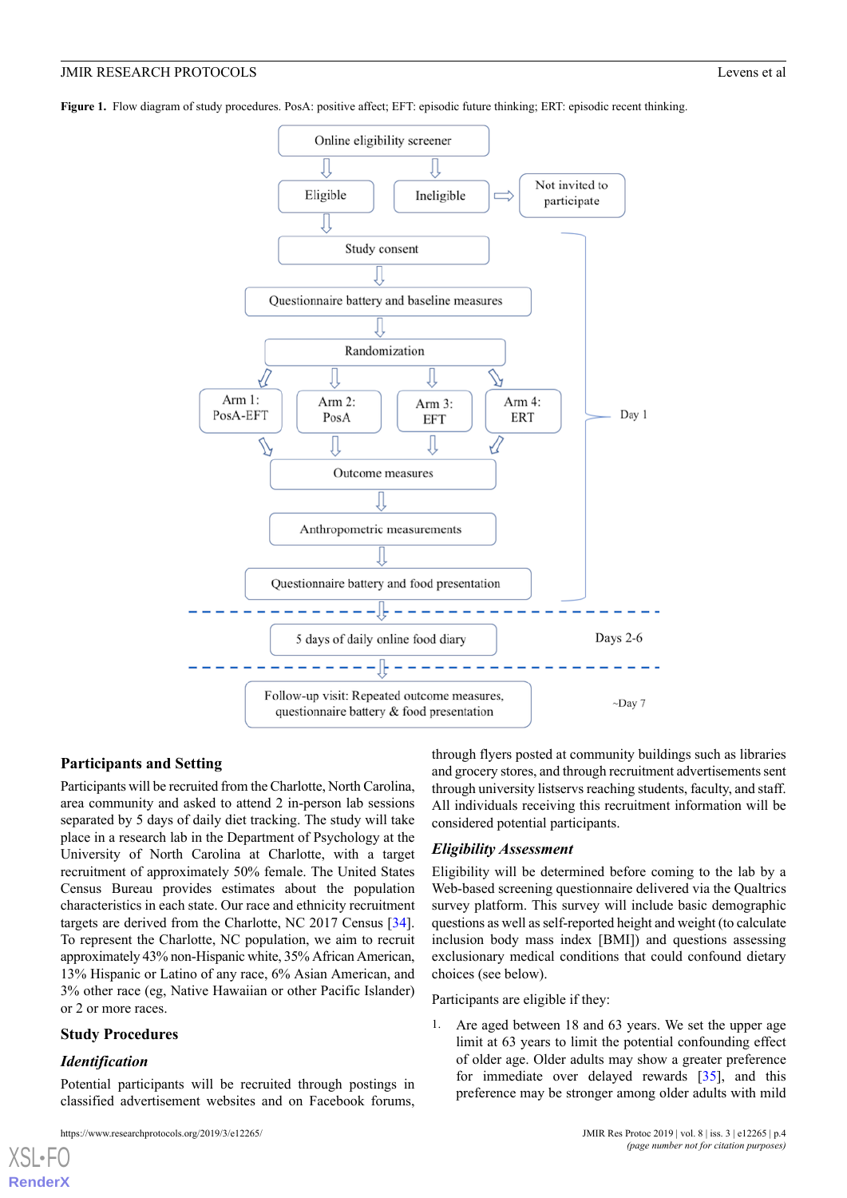**Figure 1.** Flow diagram of study procedures. PosA: positive affect; EFT: episodic future thinking; ERT: episodic recent thinking.

### Participants and Setting

Participants will be recruited from the Charlotte, North Carolina, area community and asked to attend 2 in-person lab sessions separated by 5 days of daily diet tracking. The study will take place in a research lab in the Department of Psychology at the University of North Carolina at Charlotte, with a target recruitment of approximately 50% female. The United States Census Bureau provides estimates about the population characteristics in each state. Our race and ethnicity recruitment targets are derived from the Charlotte, NC 2017 Census [34]. To represent the Charlotte, NC population, we aim to recruit approximately 43% non-Hispanic white, 35% African American, 13% Hispanic or Latino of any race, 6% Asian American, and 3% other race (eg, Native Hawaiian or other Pacific Islander) or 2 or more races.

### Study Procedures

#### *Identification*

Potential participants will be recruited through postings in classified advertisement websites and on Facebook forums, through flyers posted at community buildings such as libraries and grocery stores, and through recruitment advertisements sent through university listservs reaching students, faculty, and staff. All individuals receiving this recruitment information will be considered potential participants.

#### *Eligibility Assessment*

Eligibility will be determined before coming to the lab by a Web-based screening questionnaire delivered via the Qualtrics survey platform. This survey will include basic demographic questions as well as self-reported height and weight (to calculate inclusion body mass index [BMI]) and questions assessing exclusionary medical conditions that could confound dietary choices (see below).

Participants are eligible if they:

1. Are aged between 18 and 63 years. We set the upper age limit at 63 years to limit the potential confounding effect of older age. Older adults may show a greater preference for immediate over delayed rewards [35], and this preference may be stronger among older adults with mild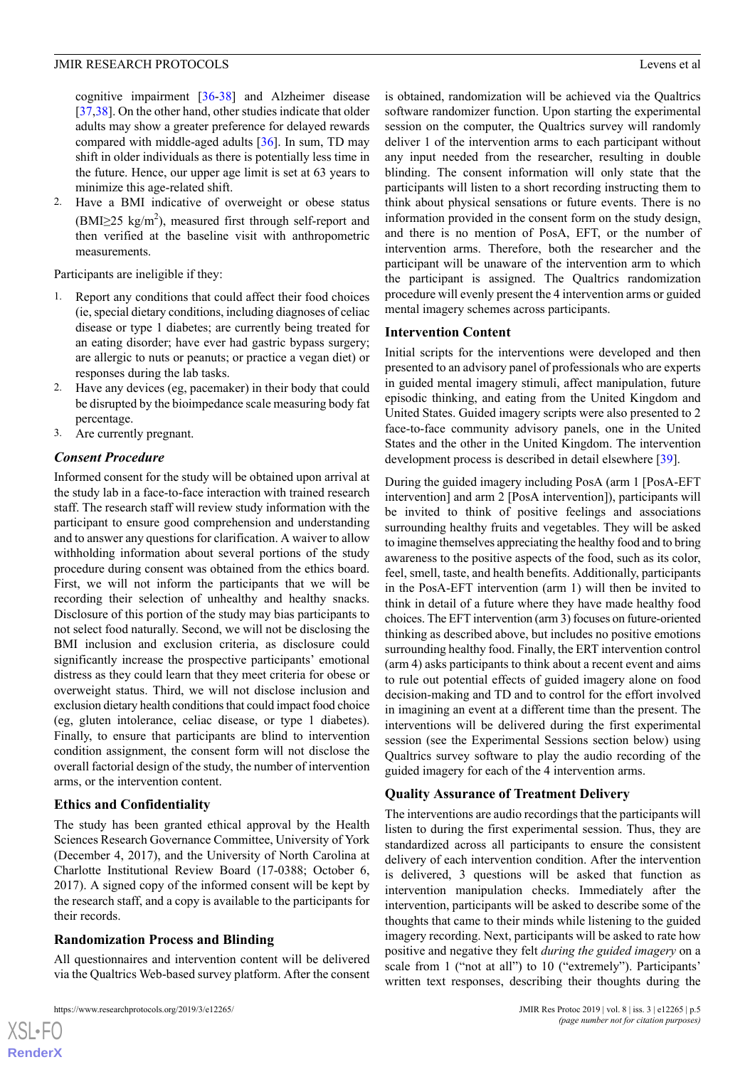cognitive impairment [36-38] and Alzheimer disease [37,38]. On the other hand, other studies indicate that older adults may show a greater preference for delayed rewards compared with middle-aged adults [36]. In sum, TD may shift in older individuals as there is potentially less time in the future. Hence, our upper age limit is set at 63 years to minimize this age-related shift.

2. Have a BMI indicative of overweight or obese status (BMI≥25 kg/m$^2$), measured first through self-report and then verified at the baseline visit with anthropometric measurements.

Participants are ineligible if they:

1. Report any conditions that could affect their food choices (ie, special dietary conditions, including diagnoses of celiac disease or type 1 diabetes; are currently being treated for an eating disorder; have ever had gastric bypass surgery; are allergic to nuts or peanuts; or practice a vegan diet) or responses during the lab tasks.
2. Have any devices (eg, pacemaker) in their body that could be disrupted by the bioimpedance scale measuring body fat percentage.
3. Are currently pregnant.

### *Consent Procedure*

Informed consent for the study will be obtained upon arrival at the study lab in a face-to-face interaction with trained research staff. The research staff will review study information with the participant to ensure good comprehension and understanding and to answer any questions for clarification. A waiver to allow withholding information about several portions of the study procedure during consent was obtained from the ethics board. First, we will not inform the participants that we will be recording their selection of unhealthy and healthy snacks. Disclosure of this portion of the study may bias participants to not select food naturally. Second, we will not be disclosing the BMI inclusion and exclusion criteria, as disclosure could significantly increase the prospective participants' emotional distress as they could learn that they meet criteria for obese or overweight status. Third, we will not disclose inclusion and exclusion dietary health conditions that could impact food choice (eg, gluten intolerance, celiac disease, or type 1 diabetes). Finally, to ensure that participants are blind to intervention condition assignment, the consent form will not disclose the overall factorial design of the study, the number of intervention arms, or the intervention content.

## Ethics and Confidentiality

The study has been granted ethical approval by the Health Sciences Research Governance Committee, University of York (December 4, 2017), and the University of North Carolina at Charlotte Institutional Review Board (17-0388; October 6, 2017). A signed copy of the informed consent will be kept by the research staff, and a copy is available to the participants for their records.

## Randomization Process and Blinding

All questionnaires and intervention content will be delivered via the Qualtrics Web-based survey platform. After the consent is obtained, randomization will be achieved via the Qualtrics software randomizer function. Upon starting the experimental session on the computer, the Qualtrics survey will randomly deliver 1 of the intervention arms to each participant without any input needed from the researcher, resulting in double blinding. The consent information will only state that the participants will listen to a short recording instructing them to think about physical sensations or future events. There is no information provided in the consent form on the study design, and there is no mention of PosA, EFT, or the number of intervention arms. Therefore, both the researcher and the participant will be unaware of the intervention arm to which the participant is assigned. The Qualtrics randomization procedure will evenly present the 4 intervention arms or guided mental imagery schemes across participants.

## Intervention Content

Initial scripts for the interventions were developed and then presented to an advisory panel of professionals who are experts in guided mental imagery stimuli, affect manipulation, future episodic thinking, and eating from the United Kingdom and United States. Guided imagery scripts were also presented to 2 face-to-face community advisory panels, one in the United States and the other in the United Kingdom. The intervention development process is described in elsewhere [39].

During the guided imagery including PosA (arm 1 [PosA-EFT intervention] and arm 2 [PosA intervention]), participants will be invited to think of positive feelings and associations surrounding healthy fruits and vegetables. They will be asked to imagine themselves appreciating the healthy food and to bring awareness to the positive aspects of the food, such as its color, feel, smell, taste, and health benefits. Additionally, participants in the PosA-EFT intervention (arm 1) will then be invited to think in detail of a future where they have made healthy food choices. The EFT intervention (arm 3) focuses on future-oriented thinking as described above, but includes no positive emotions surrounding healthy food. Finally, the ERT intervention control (arm 4) asks participants to think about a recent event and aims to rule out potential effects of guided imagery alone on food decision-making and TD and to control for the effort involved in imagining an event at a different time than the present. The interventions will be delivered during the first experimental session (see the Experimental Sessions section below) using Qualtrics survey software to play the audio recording of the guided imagery for each of the 4 intervention arms.

## Quality Assurance of Treatment Delivery

The interventions are audio recordings that the participants will listen to during the first experimental session. Thus, they are standardized across all participants to ensure the consistent delivery of each intervention condition. After the intervention is delivered, 3 questions will be asked that function as intervention manipulation checks. Immediately after the intervention, participants will be asked to describe some of the thoughts that came to their minds while listening to the guided imagery recording. Next, participants will be asked to rate how positive and negative they felt *during the guided imagery* on a scale from 1 ("not at all") to 10 ("extremely"). Participants' written text responses, describing their thoughts during the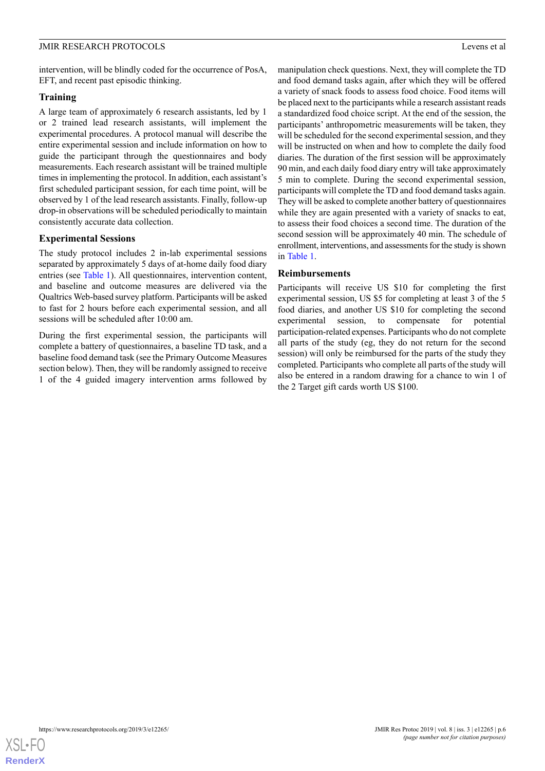intervention, will be blindly coded for the occurrence of PosA, EFT, and recent past episodic thinking.

### Training

A large team of approximately 6 research assistants, led by 1 or 2 trained lead research assistants, will implement the experimental procedures. A protocol manual will describe the entire experimental session and include information on how to guide the participant through the questionnaires and body measurements. Each research assistant will be trained multiple times in implementing the protocol. In addition, each assistant's first scheduled participant session, for each time point, will be observed by 1 of the lead research assistants. Finally, follow-up drop-in observations will be scheduled periodically to maintain consistently accurate data collection.

### Experimental Sessions

The study protocol includes 2 in-lab experimental sessions separated by approximately 5 days of at-home daily food diary entries (see Table 1). All questionnaires, intervention content, and baseline and outcome measures are delivered via the Qualtrics Web-based survey platform. Participants will be asked to fast for 2 hours before each experimental session, and all sessions will be scheduled after 10:00 am.

During the first experimental session, the participants will complete a battery of questionnaires, a baseline TD task, and a baseline food demand task (see the Primary Outcome Measures section below). Then, they will be randomly assigned to receive 1 of the 4 guided imagery intervention arms followed by manipulation check questions. Next, they will complete the TD and food demand tasks again, after which they will be offered a variety of snack foods to assess food choice. Food items will be placed next to the participants while a research assistant reads a standardized food choice script. At the end of the session, the participants' anthropometric measurements will be taken, they will be scheduled for the second experimental session, and they will be instructed on when and how to complete the daily food diaries. The duration of the first session will be approximately 90 min, and each daily food diary entry will take approximately 5 min to complete. During the second experimental session, participants will complete the TD and food demand tasks again. They will be asked to complete another battery of questionnaires while they are again presented with a variety of snacks to eat, to assess their food choices a second time. The duration of the second session will be approximately 40 min. The schedule of enrollment, interventions, and assessments for the study is shown in Table 1.

### Reimbursements

Participants will receive US $10 for completing the first experimental session, US $5 for completing at least 3 of the 5 food diaries, and another US $10 for completing the second experimental session, to compensate for potential participation-related expenses. Participants who do not complete all parts of the study (eg, they do not return for the second session) will only be reimbursed for the parts of the study they completed. Participants who complete all parts of the study will also be entered in a random drawing for a chance to win 1 of the 2 Target gift cards worth US $100.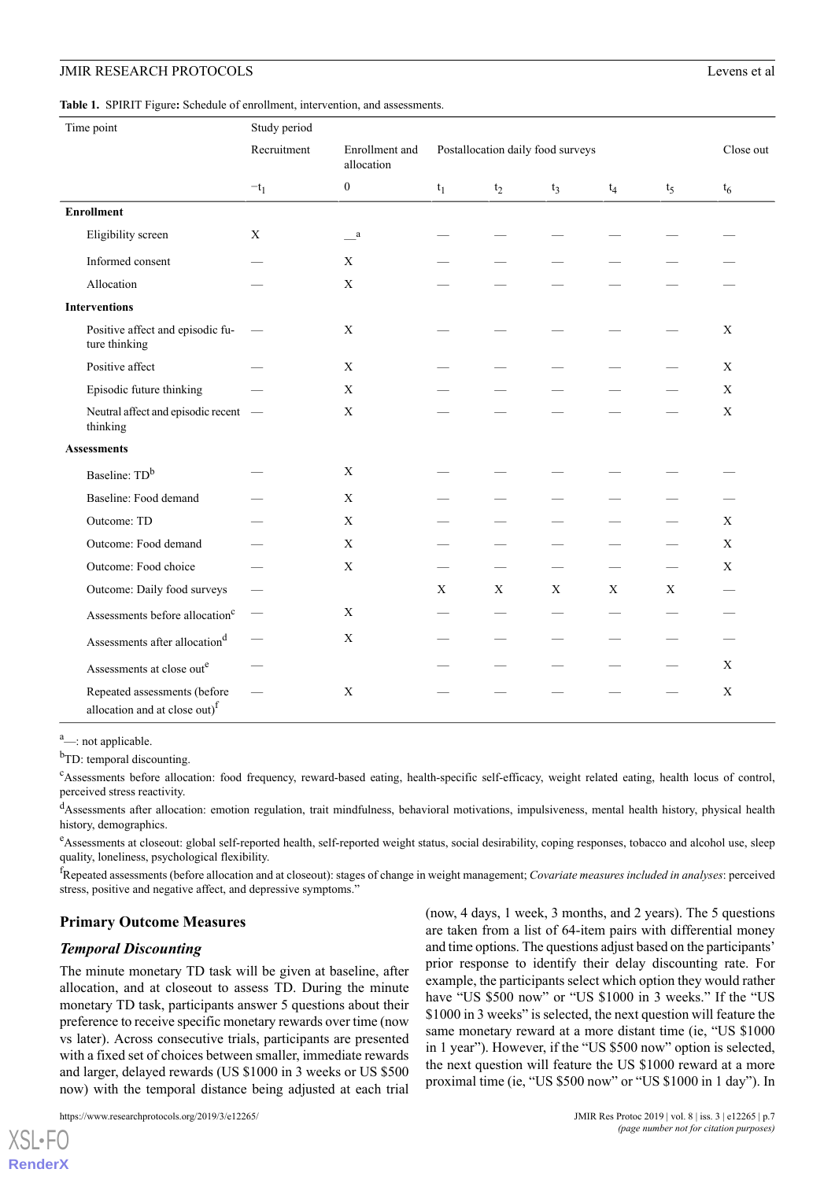**Table 1.** SPIRIT Figure**:** Schedule of enrollment, intervention, and assessments.

| Time point | Study period | | | | | | | |
|---|---|---|---|---|---|---|---|---|
| | Recruitment | Enrollment and allocation | Postallocation daily food surveys | | | | | Close out |
| | $-t_1$ | 0 | $t_1$ | $t_2$ | $t_3$ | $t_4$ | $t_5$ | $t_6$ |
| **Enrollment** | | | | | | | | |
| Eligibility screen | X | —[a] | — | — | — | — | — | — |
| Informed consent | — | X | — | — | — | — | — | — |
| Allocation | — | X | — | — | — | — | — | — |
| **Interventions** | | | | | | | | |
| Positive affect and episodic future thinking | — | X | — | — | — | — | — | X |
| Positive affect | — | X | — | — | — | — | — | X |
| Episodic future thinking | — | X | — | — | — | — | — | X |
| Neutral affect and episodic recent thinking | — | X | — | — | — | — | — | X |
| **Assessments** | | | | | | | | |
| Baseline: TD[b] | — | X | — | — | — | — | — | — |
| Baseline: Food demand | — | X | — | — | — | — | — | — |
| Outcome: TD | — | X | — | — | — | — | — | X |
| Outcome: Food demand | — | X | — | — | — | — | — | X |
| Outcome: Food choice | — | X | — | — | — | — | — | X |
| Outcome: Daily food surveys | — | | X | X | X | X | X | — |
| Assessments before allocation[c] | — | X | — | — | — | — | — | — |
| Assessments after allocation[d] | — | X | — | — | — | — | — | — |
| Assessments at close out[e] | — | | — | — | — | — | — | X |
| Repeated assessments (before allocation and at close out)[f] | — | X | — | — | — | — | — | X |

[a]—: not applicable.

[b]TD: temporal discounting.

[c]Assessments before allocation: food frequency, reward-based eating, health-specific self-efficacy, weight related eating, health locus of control, perceived stress reactivity.

[d]Assessments after allocation: emotion regulation, trait mindfulness, behavioral motivations, impulsiveness, mental health history, physical health history, demographics.

[e]Assessments at closeout: global self-reported health, self-reported weight status, social desirability, coping responses, tobacco and alcohol use, sleep quality, loneliness, psychological flexibility.

[f]Repeated assessments (before allocation and at closeout): stages of change in weight management; *Covariate measures included in analyses*: perceived stress, positive and negative affect, and depressive symptoms."

## Primary Outcome Measures

### *Temporal Discounting*

The minute monetary TD task will be given at baseline, after allocation, and at closeout to assess TD. During the minute monetary TD task, participants answer 5 questions about their preference to receive specific monetary rewards over time (now vs later). Across consecutive trials, participants are presented with a fixed set of choices between smaller, immediate rewards and larger, delayed rewards (US $1000 in 3 weeks or US $500 now) with the temporal distance being adjusted at each trial (now, 4 days, 1 week, 3 months, and 2 years). The 5 questions are taken from a list of 64-item pairs with differential money and time options. The questions adjust based on the participants' prior response to identify their delay discounting rate. For example, the participants select which option they would rather have "US $500 now" or "US $1000 in 3 weeks." If the "US $1000 in 3 weeks" is selected, the next question will feature the same monetary reward at a more distant time (ie, "US $1000 in 1 year"). However, if the "US $500 now" option is selected, the next question will feature the US $1000 reward at a more proximal time (ie, "US $500 now" or "US $1000 in 1 day"). In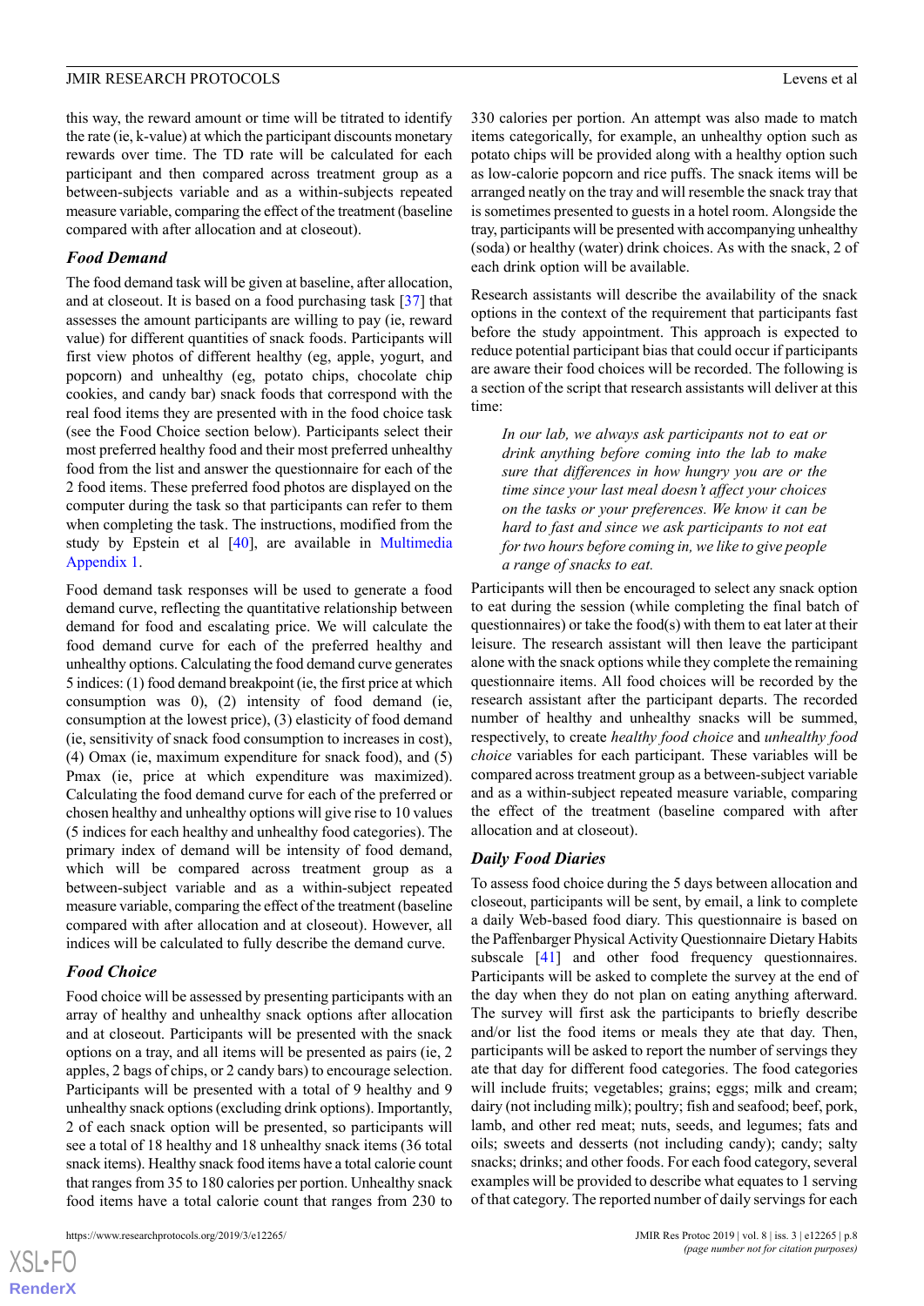this way, the reward amount or time will be titrated to identify the rate (ie, k-value) at which the participant discounts monetary rewards over time. The TD rate will be calculated for each participant and then compared across treatment group as a between-subjects variable and as a within-subjects repeated measure variable, comparing the effect of the treatment (baseline compared with after allocation and at closeout).

### Food Demand

The food demand task will be given at baseline, after allocation, and at closeout. It is based on a food purchasing task [37] that assesses the amount participants are willing to pay (ie, reward value) for different quantities of snack foods. Participants will first view photos of different healthy (eg, apple, yogurt, and popcorn) and unhealthy (eg, potato chips, chocolate chip cookies, and candy bar) snack foods that correspond with the real food items they are presented with in the food choice task (see the Food Choice section below). Participants select their most preferred healthy food and their most preferred unhealthy food from the list and answer the questionnaire for each of the 2 food items. These preferred food photos are displayed on the computer during the task so that participants can refer to them when completing the task. The instructions, modified from the study by Epstein et al [40], are available in Multimedia Appendix 1.

Food demand task responses will be used to generate a food demand curve, reflecting the quantitative relationship between demand for food and escalating price. We will calculate the food demand curve for each of the preferred healthy and unhealthy options. Calculating the food demand curve generates 5 indices: (1) food demand breakpoint (ie, the first price at which consumption was 0), (2) intensity of food demand (ie, consumption at the lowest price), (3) elasticity of food demand (ie, sensitivity of snack food consumption to increases in cost), (4) Omax (ie, maximum expenditure for snack food), and (5) Pmax (ie, price at which expenditure was maximized). Calculating the food demand curve for each of the preferred or chosen healthy and unhealthy options will give rise to 10 values (5 indices for each healthy and unhealthy food categories). The primary index of demand will be intensity of food demand, which will be compared across treatment group as a between-subject variable and as a within-subject repeated measure variable, comparing the effect of the treatment (baseline compared with after allocation and at closeout). However, all indices will be calculated to fully describe the demand curve.

### Food Choice

Food choice will be assessed by presenting participants with an array of healthy and unhealthy snack options after allocation and at closeout. Participants will be presented with the snack options on a tray, and all items will be presented as pairs (ie, 2 apples, 2 bags of chips, or 2 candy bars) to encourage selection. Participants will be presented with a total of 9 healthy and 9 unhealthy snack options (excluding drink options). Importantly, 2 of each snack option will be presented, so participants will see a total of 18 healthy and 18 unhealthy snack items (36 total snack items). Healthy snack food items have a total calorie count that ranges from 35 to 180 calories per portion. Unhealthy snack food items have a total calorie count that ranges from 230 to 330 calories per portion. An attempt was also made to match items categorically, for example, an unhealthy option such as potato chips will be provided along with a healthy option such as low-calorie popcorn and rice puffs. The snack items will be arranged neatly on the tray and will resemble the snack tray that is sometimes presented to guests in a hotel room. Alongside the tray, participants will be presented with accompanying unhealthy (soda) or healthy (water) drink choices. As with the snack, 2 of each drink option will be available.

Research assistants will describe the availability of the snack options in the context of the requirement that participants fast before the study appointment. This approach is expected to reduce potential participant bias that could occur if participants are aware their food choices will be recorded. The following is a section of the script that research assistants will deliver at this time:

> *In our lab, we always ask participants not to eat or drink anything before coming into the lab to make sure that differences in how hungry you are or the time since your last meal doesn't affect your choices on the tasks or your preferences. We know it can be hard to fast and since we ask participants to not eat for two hours before coming in, we like to give people a range of snacks to eat.*

Participants will then be encouraged to select any snack option to eat during the session (while completing the final batch of questionnaires) or take the food(s) with them to eat later at their leisure. The research assistant will then leave the participant alone with the snack options while they complete the remaining questionnaire items. All food choices will be recorded by the research assistant after the participant departs. The recorded number of healthy and unhealthy snacks will be summed, respectively, to create *healthy food choice* and *unhealthy food choice* variables for each participant. These variables will be compared across treatment group as a between-subject variable and as a within-subject repeated measure variable, comparing the effect of the treatment (baseline compared with after allocation and at closeout).

### Daily Food Diaries

To assess food choice during the 5 days between allocation and closeout, participants will be sent, by email, a link to complete a daily Web-based food diary. This questionnaire is based on the Paffenbarger Physical Activity Questionnaire Dietary Habits subscale [41] and other food frequency questionnaires. Participants will be asked to complete the survey at the end of the day when they do not plan on eating anything afterward. The survey will first ask the participants to briefly describe and/or list the food items or meals they ate that day. Then, participants will be asked to report the number of servings they ate that day for different food categories. The food categories will include fruits; vegetables; grains; eggs; milk and cream; dairy (not including milk); poultry; fish and seafood; beef, pork, lamb, and other red meat; nuts, seeds, and legumes; fats and oils; sweets and desserts (not including candy); candy; salty snacks; drinks; and other foods. For each food category, several examples will be provided to describe what equates to 1 serving of that category. The reported number of daily servings for each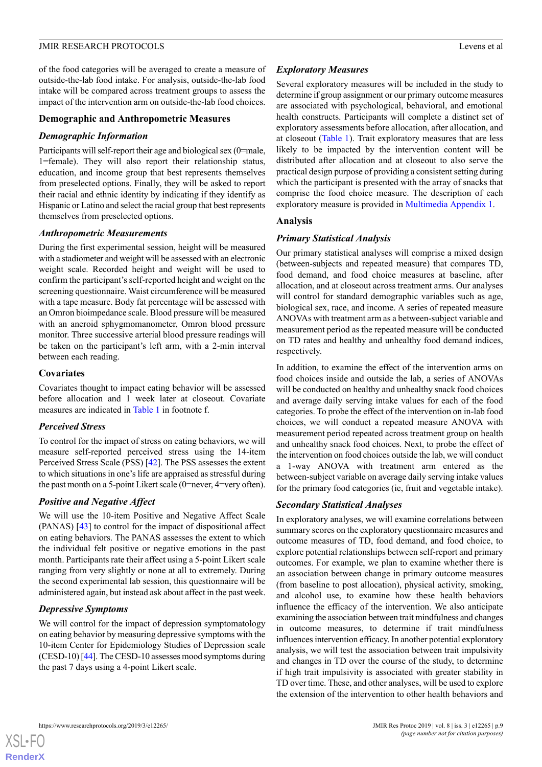of the food categories will be averaged to create a measure of outside-the-lab food intake. For analysis, outside-the-lab food intake will be compared across treatment groups to assess the impact of the intervention arm on outside-the-lab food choices.

## Demographic and Anthropometric Measures

### Demographic Information

Participants will self-report their age and biological sex (0=male, 1=female). They will also report their relationship status, education, and income group that best represents themselves from preselected options. Finally, they will be asked to report their racial and ethnic identity by indicating if they identify as Hispanic or Latino and select the racial group that best represents themselves from preselected options.

### Anthropometric Measurements

During the first experimental session, height will be measured with a stadiometer and weight will be assessed with an electronic weight scale. Recorded height and weight will be used to confirm the participant's self-reported height and weight on the screening questionnaire. Waist circumference will be measured with a tape measure. Body fat percentage will be assessed with an Omron bioimpedance scale. Blood pressure will be measured with an aneroid sphygmomanometer, Omron blood pressure monitor. Three successive arterial blood pressure readings will be taken on the participant's left arm, with a 2-min interval between each reading.

## Covariates

Covariates thought to impact eating behavior will be assessed before allocation and 1 week later at closeout. Covariate measures are indicated in Table 1 in footnote f.

### Perceived Stress

To control for the impact of stress on eating behaviors, we will measure self-reported perceived stress using the 14-item Perceived Stress Scale (PSS) [42]. The PSS assesses the extent to which situations in one's life are appraised as stressful during the past month on a 5-point Likert scale (0=never, 4=very often).

### Positive and Negative Affect

We will use the 10-item Positive and Negative Affect Scale (PANAS) [43] to control for the impact of dispositional affect on eating behaviors. The PANAS assesses the extent to which the individual felt positive or negative emotions in the past month. Participants rate their affect using a 5-point Likert scale ranging from very slightly or none at all to extremely. During the second experimental lab session, this questionnaire will be administered again, but instead ask about affect in the past week.

### Depressive Symptoms

We will control for the impact of depression symptomatology on eating behavior by measuring depressive symptoms with the 10-item Center for Epidemiology Studies of Depression scale (CESD-10) [44]. The CESD-10 assesses mood symptoms during the past 7 days using a 4-point Likert scale.

### Exploratory Measures

Several exploratory measures will be included in the study to determine if group assignment or our primary outcome measures are associated with psychological, behavioral, and emotional health constructs. Participants will complete a distinct set of exploratory assessments before allocation, after allocation, and at closeout (Table 1). Trait exploratory measures that are less likely to be impacted by the intervention content will be distributed after allocation and at closeout to also serve the practical design purpose of providing a consistent setting during which the participant is presented with the array of snacks that comprise the food choice measure. The description of each exploratory measure is provided in Multimedia Appendix 1.

## Analysis

### Primary Statistical Analysis

Our primary statistical analyses will comprise a mixed design (between-subjects and repeated measure) that compares TD, food demand, and food choice measures at baseline, after allocation, and at closeout across treatment arms. Our analyses will control for standard demographic variables such as age, biological sex, race, and income. A series of repeated measure ANOVAs with treatment arm as a between-subject variable and measurement period as the repeated measure will be conducted on TD rates and healthy and unhealthy food demand indices, respectively.

In addition, to examine the effect of the intervention arms on food choices inside and outside the lab, a series of ANOVAs will be conducted on healthy and unhealthy snack food choices and average daily serving intake values for each of the food categories. To probe the effect of the intervention on in-lab food choices, we will conduct a repeated measure ANOVA with measurement period repeated across treatment group on health and unhealthy snack food choices. Next, to probe the effect of the intervention on food choices outside the lab, we will conduct a 1-way ANOVA with treatment arm entered as the between-subject variable on average daily serving intake values for the primary food categories (ie, fruit and vegetable intake).

### Secondary Statistical Analyses

In exploratory analyses, we will examine correlations between summary scores on the exploratory questionnaire measures and outcome measures of TD, food demand, and food choice, to explore potential relationships between self-report and primary outcomes. For example, we plan to examine whether there is an association between change in primary outcome measures (from baseline to post allocation), physical activity, smoking, and alcohol use, to examine how these health behaviors influence the efficacy of the intervention. We also anticipate examining the association between trait mindfulness and changes in outcome measures, to determine if trait mindfulness influences intervention efficacy. In another potential exploratory analysis, we will test the association between trait impulsivity and changes in TD over the course of the study, to determine if high trait impulsivity is associated with greater stability in TD over time. These, and other analyses, will be used to explore the extension of the intervention to other health behaviors and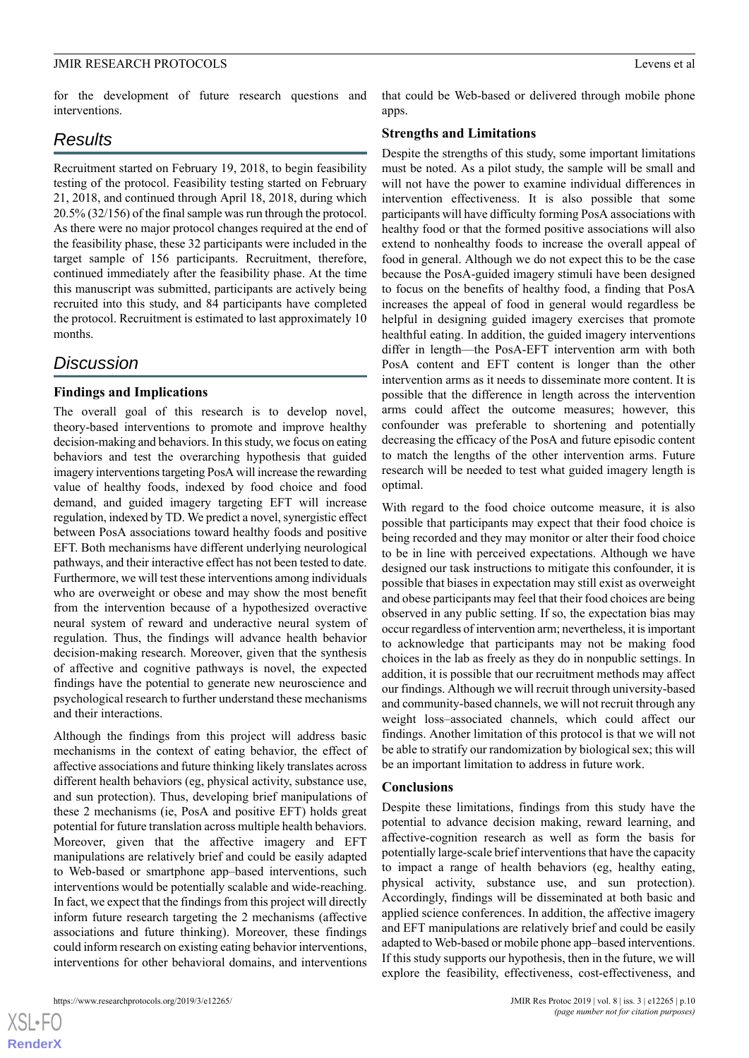for the development of future research questions and interventions.

## Results

Recruitment started on February 19, 2018, to begin feasibility testing of the protocol. Feasibility testing started on February 21, 2018, and continued through April 18, 2018, during which 20.5% (32/156) of the final sample was run through the protocol. As there were no major protocol changes required at the end of the feasibility phase, these 32 participants were included in the target sample of 156 participants. Recruitment, therefore, continued immediately after the feasibility phase. At the time this manuscript was submitted, participants are actively being recruited into this study, and 84 participants have completed the protocol. Recruitment is estimated to last approximately 10 months.

## Discussion

### Findings and Implications

The overall goal of this research is to develop novel, theory-based interventions to promote and improve healthy decision-making and behaviors. In this study, we focus on eating behaviors and test the overarching hypothesis that guided imagery interventions targeting PosA will increase the rewarding value of healthy foods, indexed by food choice and food demand, and guided imagery targeting EFT will increase regulation, indexed by TD. We predict a novel, synergistic effect between PosA associations toward healthy foods and positive EFT. Both mechanisms have different underlying neurological pathways, and their interactive effect has not been tested to date. Furthermore, we will test these interventions among individuals who are overweight or obese and may show the most benefit from the intervention because of a hypothesized overactive neural system of reward and underactive neural system of regulation. Thus, the findings will advance health behavior decision-making research. Moreover, given that the synthesis of affective and cognitive pathways is novel, the expected findings have the potential to generate new neuroscience and psychological research to further understand these mechanisms and their interactions.

Although the findings from this project will address basic mechanisms in the context of eating behavior, the effect of affective associations and future thinking likely translates across different health behaviors (eg, physical activity, substance use, and sun protection). Thus, developing brief manipulations of these 2 mechanisms (ie, PosA and positive EFT) holds great potential for future translation across multiple health behaviors. Moreover, given that the affective imagery and EFT manipulations are relatively brief and could be easily adapted to Web-based or smartphone app–based interventions, such interventions would be potentially scalable and wide-reaching. In fact, we expect that the findings from this project will directly inform future research targeting the 2 mechanisms (affective associations and future thinking). Moreover, these findings could inform research on existing eating behavior interventions, interventions for other behavioral domains, and interventions that could be Web-based or delivered through mobile phone apps.

### Strengths and Limitations

Despite the strengths of this study, some important limitations must be noted. As a pilot study, the sample will be small and will not have the power to examine individual differences in intervention effectiveness. It is also possible that some participants will have difficulty forming PosA associations with healthy food or that the formed positive associations will also extend to nonhealthy foods to increase the overall appeal of food in general. Although we do not expect this to be the case because the PosA-guided imagery stimuli have been designed to focus on the benefits of healthy food, a finding that PosA increases the appeal of food in general would regardless be helpful in designing guided imagery exercises that promote healthful eating. In addition, the guided imagery interventions differ in length—the PosA-EFT intervention arm with both PosA content and EFT content is longer than the other intervention arms as it needs to disseminate more content. It is possible that the difference in length across the intervention arms could affect the outcome measures; however, this confounder was preferable to shortening and potentially decreasing the efficacy of the PosA and future episodic content to match the lengths of the other intervention arms. Future research will be needed to test what guided imagery length is optimal.

With regard to the food choice outcome measure, it is also possible that participants may expect that their food choice is being recorded and they may monitor or alter their food choice to be in line with perceived expectations. Although we have designed our task instructions to mitigate this confounder, it is possible that biases in expectation may still exist as overweight and obese participants may feel that their food choices are being observed in any public setting. If so, the expectation bias may occur regardless of intervention arm; nevertheless, it is important to acknowledge that participants may not be making food choices in the lab as freely as they do in nonpublic settings. In addition, it is possible that our recruitment methods may affect our findings. Although we will recruit through university-based and community-based channels, we will not recruit through any weight loss–associated channels, which could affect our findings. Another limitation of this protocol is that we will not be able to stratify our randomization by biological sex; this will be an important limitation to address in future work.

### Conclusions

Despite these limitations, findings from this study have the potential to advance decision making, reward learning, and affective-cognition research as well as form the basis for potentially large-scale brief interventions that have the capacity to impact a range of health behaviors (eg, healthy eating, physical activity, substance use, and sun protection). Accordingly, findings will be disseminated at both basic and applied science conferences. In addition, the affective imagery and EFT manipulations are relatively brief and could be easily adapted to Web-based or mobile phone app–based interventions. If this study supports our hypothesis, then in the future, we will explore the feasibility, effectiveness, cost-effectiveness, and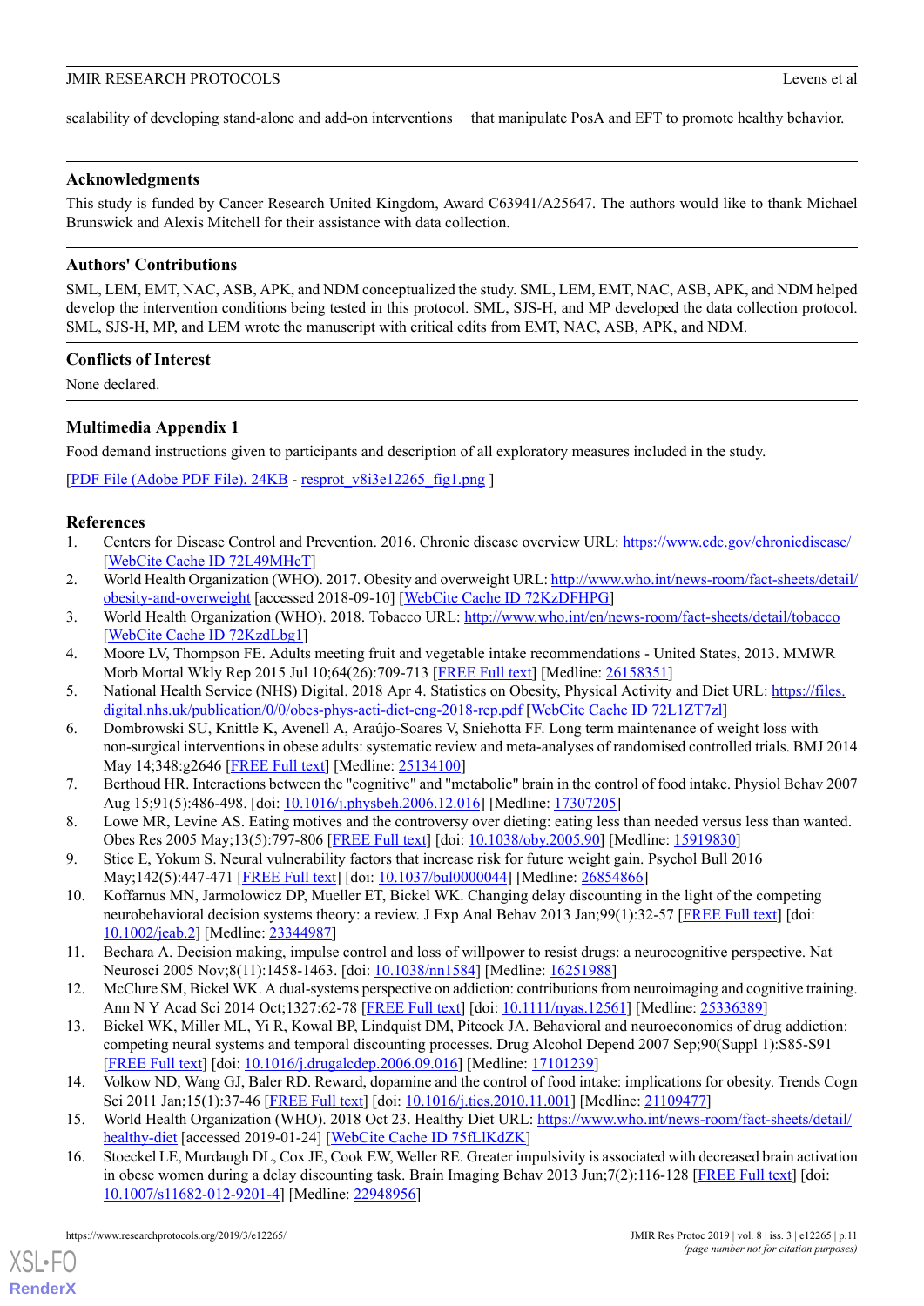scalability of developing stand-alone and add-on interventions that manipulate PosA and EFT to promote healthy behavior.

## Acknowledgments

This study is funded by Cancer Research United Kingdom, Award C63941/A25647. The authors would like to thank Michael Brunswick and Alexis Mitchell for their assistance with data collection.

## Authors' Contributions

SML, LEM, EMT, NAC, ASB, APK, and NDM conceptualized the study. SML, LEM, EMT, NAC, ASB, APK, and NDM helped develop the intervention conditions being tested in this protocol. SML, SJS-H, and MP developed the data collection protocol. SML, SJS-H, MP, and LEM wrote the manuscript with critical edits from EMT, NAC, ASB, APK, and NDM.

## Conflicts of Interest

None declared.

## Multimedia Appendix 1

Food demand instructions given to participants and description of all exploratory measures included in the study.

[PDF File (Adobe PDF File), 24KB - resprot_v8i3e12265_fig1.png ]

## References

1. Centers for Disease Control and Prevention. 2016. Chronic disease overview URL: https://www.cdc.gov/chronicdisease/ [WebCite Cache ID 72L49MHcT]
2. World Health Organization (WHO). 2017. Obesity and overweight URL: http://www.who.int/news-room/fact-sheets/detail/obesity-and-overweight [accessed 2018-09-10] [WebCite Cache ID 72KzDFHPG]
3. World Health Organization (WHO). 2018. Tobacco URL: http://www.who.int/en/news-room/fact-sheets/detail/tobacco [WebCite Cache ID 72KzdLbg1]
4. Moore LV, Thompson FE. Adults meeting fruit and vegetable intake recommendations - United States, 2013. MMWR Morb Mortal Wkly Rep 2015 Jul 10;64(26):709-713 [FREE Full text] [Medline: 26158351]
5. National Health Service (NHS) Digital. 2018 Apr 4. Statistics on Obesity, Physical Activity and Diet URL: https://files.digital.nhs.uk/publication/0/0/obes-phys-acti-diet-eng-2018-rep.pdf [WebCite Cache ID 72L1ZT7zl]
6. Dombrowski SU, Knittle K, Avenell A, Araújo-Soares V, Sniehotta FF. Long term maintenance of weight loss with non-surgical interventions in obese adults: systematic review and meta-analyses of randomised controlled trials. BMJ 2014 May 14;348:g2646 [FREE Full text] [Medline: 25134100]
7. Berthoud HR. Interactions between the "cognitive" and "metabolic" brain in the control of food intake. Physiol Behav 2007 Aug 15;91(5):486-498. [doi: 10.1016/j.physbeh.2006.12.016] [Medline: 17307205]
8. Lowe MR, Levine AS. Eating motives and the controversy over dieting: eating less than needed versus less than wanted. Obes Res 2005 May;13(5):797-806 [FREE Full text] [doi: 10.1038/oby.2005.90] [Medline: 15919830]
9. Stice E, Yokum S. Neural vulnerability factors that increase risk for future weight gain. Psychol Bull 2016 May;142(5):447-471 [FREE Full text] [doi: 10.1037/bul0000044] [Medline: 26854866]
10. Koffarnus MN, Jarmolowicz DP, Mueller ET, Bickel WK. Changing delay discounting in the light of the competing neurobehavioral decision systems theory: a review. J Exp Anal Behav 2013 Jan;99(1):32-57 [FREE Full text] [doi: 10.1002/jeab.2] [Medline: 23344987]
11. Bechara A. Decision making, impulse control and loss of willpower to resist drugs: a neurocognitive perspective. Nat Neurosci 2005 Nov;8(11):1458-1463. [doi: 10.1038/nn1584] [Medline: 16251988]
12. McClure SM, Bickel WK. A dual-systems perspective on addiction: contributions from neuroimaging and cognitive training. Ann N Y Acad Sci 2014 Oct;1327:62-78 [FREE Full text] [doi: 10.1111/nyas.12561] [Medline: 25336389]
13. Bickel WK, Miller ML, Yi R, Kowal BP, Lindquist DM, Pitcock JA. Behavioral and neuroeconomics of drug addiction: competing neural systems and temporal discounting processes. Drug Alcohol Depend 2007 Sep;90(Suppl 1):S85-S91 [FREE Full text] [doi: 10.1016/j.drugalcdep.2006.09.016] [Medline: 17101239]
14. Volkow ND, Wang GJ, Baler RD. Reward, dopamine and the control of food intake: implications for obesity. Trends Cogn Sci 2011 Jan;15(1):37-46 [FREE Full text] [doi: 10.1016/j.tics.2010.11.001] [Medline: 21109477]
15. World Health Organization (WHO). 2018 Oct 23. Healthy Diet URL: https://www.who.int/news-room/fact-sheets/detail/healthy-diet [accessed 2019-01-24] [WebCite Cache ID 75fLlKdZK]
16. Stoeckel LE, Murdaugh DL, Cox JE, Cook EW, Weller RE. Greater impulsivity is associated with decreased brain activation in obese women during a delay discounting task. Brain Imaging Behav 2013 Jun;7(2):116-128 [FREE Full text] [doi: 10.1007/s11682-012-9201-4] [Medline: 22948956]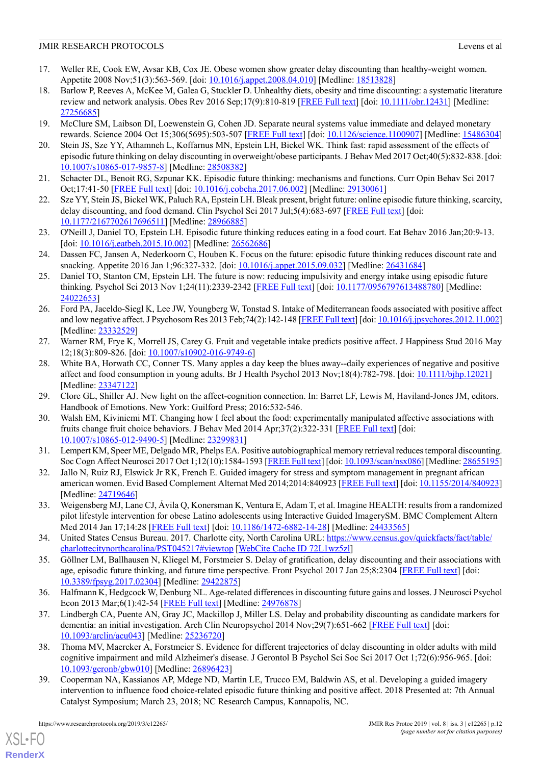17. Weller RE, Cook EW, Avsar KB, Cox JE. Obese women show greater delay discounting than healthy-weight women. Appetite 2008 Nov;51(3):563-569. [doi: 10.1016/j.appet.2008.04.010] [Medline: 18513828]
18. Barlow P, Reeves A, McKee M, Galea G, Stuckler D. Unhealthy diets, obesity and time discounting: a systematic literature review and network analysis. Obes Rev 2016 Sep;17(9):810-819 [FREE Full text] [doi: 10.1111/obr.12431] [Medline: 27256685]
19. McClure SM, Laibson DI, Loewenstein G, Cohen JD. Separate neural systems value immediate and delayed monetary rewards. Science 2004 Oct 15;306(5695):503-507 [FREE Full text] [doi: 10.1126/science.1100907] [Medline: 15486304]
20. Stein JS, Sze YY, Athamneh L, Koffarnus MN, Epstein LH, Bickel WK. Think fast: rapid assessment of the effects of episodic future thinking on delay discounting in overweight/obese participants. J Behav Med 2017 Oct;40(5):832-838. [doi: 10.1007/s10865-017-9857-8] [Medline: 28508382]
21. Schacter DL, Benoit RG, Szpunar KK. Episodic future thinking: mechanisms and functions. Curr Opin Behav Sci 2017 Oct;17:41-50 [FREE Full text] [doi: 10.1016/j.cobeha.2017.06.002] [Medline: 29130061]
22. Sze YY, Stein JS, Bickel WK, Paluch RA, Epstein LH. Bleak present, bright future: online episodic future thinking, scarcity, delay discounting, and food demand. Clin Psychol Sci 2017 Jul;5(4):683-697 [FREE Full text] [doi: 10.1177/2167702617696511] [Medline: 28966885]
23. O'Neill J, Daniel TO, Epstein LH. Episodic future thinking reduces eating in a food court. Eat Behav 2016 Jan;20:9-13. [doi: 10.1016/j.eatbeh.2015.10.002] [Medline: 26562686]
24. Dassen FC, Jansen A, Nederkoorn C, Houben K. Focus on the future: episodic future thinking reduces discount rate and snacking. Appetite 2016 Jan 1;96:327-332. [doi: 10.1016/j.appet.2015.09.032] [Medline: 26431684]
25. Daniel TO, Stanton CM, Epstein LH. The future is now: reducing impulsivity and energy intake using episodic future thinking. Psychol Sci 2013 Nov 1;24(11):2339-2342 [FREE Full text] [doi: 10.1177/0956797613488780] [Medline: 24022653]
26. Ford PA, Jaceldo-Siegl K, Lee JW, Youngberg W, Tonstad S. Intake of Mediterranean foods associated with positive affect and low negative affect. J Psychosom Res 2013 Feb;74(2):142-148 [FREE Full text] [doi: 10.1016/j.jpsychores.2012.11.002] [Medline: 23332529]
27. Warner RM, Frye K, Morrell JS, Carey G. Fruit and vegetable intake predicts positive affect. J Happiness Stud 2016 May 12;18(3):809-826. [doi: 10.1007/s10902-016-9749-6]
28. White BA, Horwath CC, Conner TS. Many apples a day keep the blues away--daily experiences of negative and positive affect and food consumption in young adults. Br J Health Psychol 2013 Nov;18(4):782-798. [doi: 10.1111/bjhp.12021] [Medline: 23347122]
29. Clore GL, Shiller AJ. New light on the affect-cognition connection. In: Barret LF, Lewis M, Haviland-Jones JM, editors. Handbook of Emotions. New York: Guilford Press; 2016:532-546.
30. Walsh EM, Kiviniemi MT. Changing how I feel about the food: experimentally manipulated affective associations with fruits change fruit choice behaviors. J Behav Med 2014 Apr;37(2):322-331 [FREE Full text] [doi: 10.1007/s10865-012-9490-5] [Medline: 23299831]
31. Lempert KM, Speer ME, Delgado MR, Phelps EA. Positive autobiographical memory retrieval reduces temporal discounting. Soc Cogn Affect Neurosci 2017 Oct 1;12(10):1584-1593 [FREE Full text] [doi: 10.1093/scan/nsx086] [Medline: 28655195]
32. Jallo N, Ruiz RJ, Elswick Jr RK, French E. Guided imagery for stress and symptom management in pregnant african american women. Evid Based Complement Alternat Med 2014;2014:840923 [FREE Full text] [doi: 10.1155/2014/840923] [Medline: 24719646]
33. Weigensberg MJ, Lane CJ, Ávila Q, Konersman K, Ventura E, Adam T, et al. Imagine HEALTH: results from a randomized pilot lifestyle intervention for obese Latino adolescents using Interactive Guided ImagerySM. BMC Complement Altern Med 2014 Jan 17;14:28 [FREE Full text] [doi: 10.1186/1472-6882-14-28] [Medline: 24433565]
34. United States Census Bureau. 2017. Charlotte city, North Carolina URL: https://www.census.gov/quickfacts/fact/table/charlottecitynorthcarolina/PST045217#viewtop [WebCite Cache ID 72L1wz5zl]
35. Göllner LM, Ballhausen N, Kliegel M, Forstmeier S. Delay of gratification, delay discounting and their associations with age, episodic future thinking, and future time perspective. Front Psychol 2017 Jan 25;8:2304 [FREE Full text] [doi: 10.3389/fpsyg.2017.02304] [Medline: 29422875]
36. Halfmann K, Hedgcock W, Denburg NL. Age-related differences in discounting future gains and losses. J Neurosci Psychol Econ 2013 Mar;6(1):42-54 [FREE Full text] [Medline: 24976878]
37. Lindbergh CA, Puente AN, Gray JC, Mackillop J, Miller LS. Delay and probability discounting as candidate markers for dementia: an initial investigation. Arch Clin Neuropsychol 2014 Nov;29(7):651-662 [FREE Full text] [doi: 10.1093/arclin/acu043] [Medline: 25236720]
38. Thoma MV, Maercker A, Forstmeier S. Evidence for different trajectories of delay discounting in older adults with mild cognitive impairment and mild Alzheimer's disease. J Gerontol B Psychol Sci Soc Sci 2017 Oct 1;72(6):956-965. [doi: 10.1093/geronb/gbw010] [Medline: 26896423]
39. Cooperman NA, Kassianos AP, Mdege ND, Martin LE, Trucco EM, Baldwin AS, et al. Developing a guided imagery intervention to influence food choice-related episodic future thinking and positive affect. 2018 Presented at: 7th Annual Catalyst Symposium; March 23, 2018; NC Research Campus, Kannapolis, NC.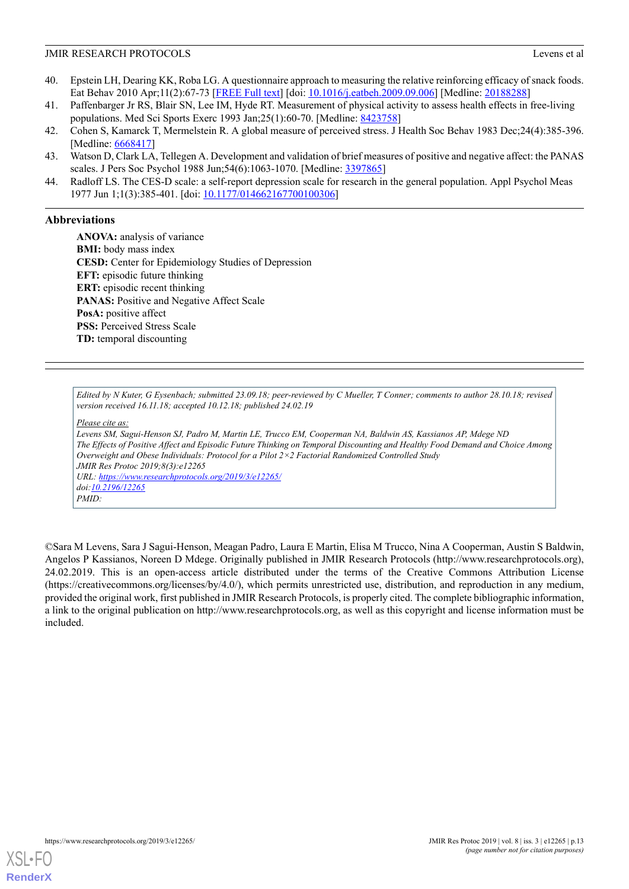40. Epstein LH, Dearing KK, Roba LG. A questionnaire approach to measuring the relative reinforcing efficacy of snack foods. Eat Behav 2010 Apr;11(2):67-73 [FREE Full text] [doi: 10.1016/j.eatbeh.2009.09.006] [Medline: 20188288]
41. Paffenbarger Jr RS, Blair SN, Lee IM, Hyde RT. Measurement of physical activity to assess health effects in free-living populations. Med Sci Sports Exerc 1993 Jan;25(1):60-70. [Medline: 8423758]
42. Cohen S, Kamarck T, Mermelstein R. A global measure of perceived stress. J Health Soc Behav 1983 Dec;24(4):385-396. [Medline: 6668417]
43. Watson D, Clark LA, Tellegen A. Development and validation of brief measures of positive and negative affect: the PANAS scales. J Pers Soc Psychol 1988 Jun;54(6):1063-1070. [Medline: 3397865]
44. Radloff LS. The CES-D scale: a self-report depression scale for research in the general population. Appl Psychol Meas 1977 Jun 1;1(3):385-401. [doi: 10.1177/014662167700100306]

## Abbreviations

**ANOVA:** analysis of variance
**BMI:** body mass index
**CESD:** Center for Epidemiology Studies of Depression
**EFT:** episodic future thinking
**ERT:** episodic recent thinking
**PANAS:** Positive and Negative Affect Scale
**PosA:** positive affect
**PSS:** Perceived Stress Scale
**TD:** temporal discounting

*Edited by N Kuter, G Eysenbach; submitted 23.09.18; peer-reviewed by C Mueller, T Conner; comments to author 28.10.18; revised version received 16.11.18; accepted 10.12.18; published 24.02.19*

*Please cite as:*
*Levens SM, Sagui-Henson SJ, Padro M, Martin LE, Trucco EM, Cooperman NA, Baldwin AS, Kassianos AP, Mdege ND*
*The Effects of Positive Affect and Episodic Future Thinking on Temporal Discounting and Healthy Food Demand and Choice Among Overweight and Obese Individuals: Protocol for a Pilot 2×2 Factorial Randomized Controlled Study*
*JMIR Res Protoc 2019;8(3):e12265*
*URL: https://www.researchprotocols.org/2019/3/e12265/*
*doi:10.2196/12265*
*PMID:*

©Sara M Levens, Sara J Sagui-Henson, Meagan Padro, Laura E Martin, Elisa M Trucco, Nina A Cooperman, Austin S Baldwin, Angelos P Kassianos, Noreen D Mdege. Originally published in JMIR Research Protocols (http://www.researchprotocols.org), 24.02.2019. This is an open-access article distributed under the terms of the Creative Commons Attribution License (https://creativecommons.org/licenses/by/4.0/), which permits unrestricted use, distribution, and reproduction in any medium, provided the original work, first published in JMIR Research Protocols, is properly cited. The complete bibliographic information, a link to the original publication on http://www.researchprotocols.org, as well as this copyright and license information must be included.